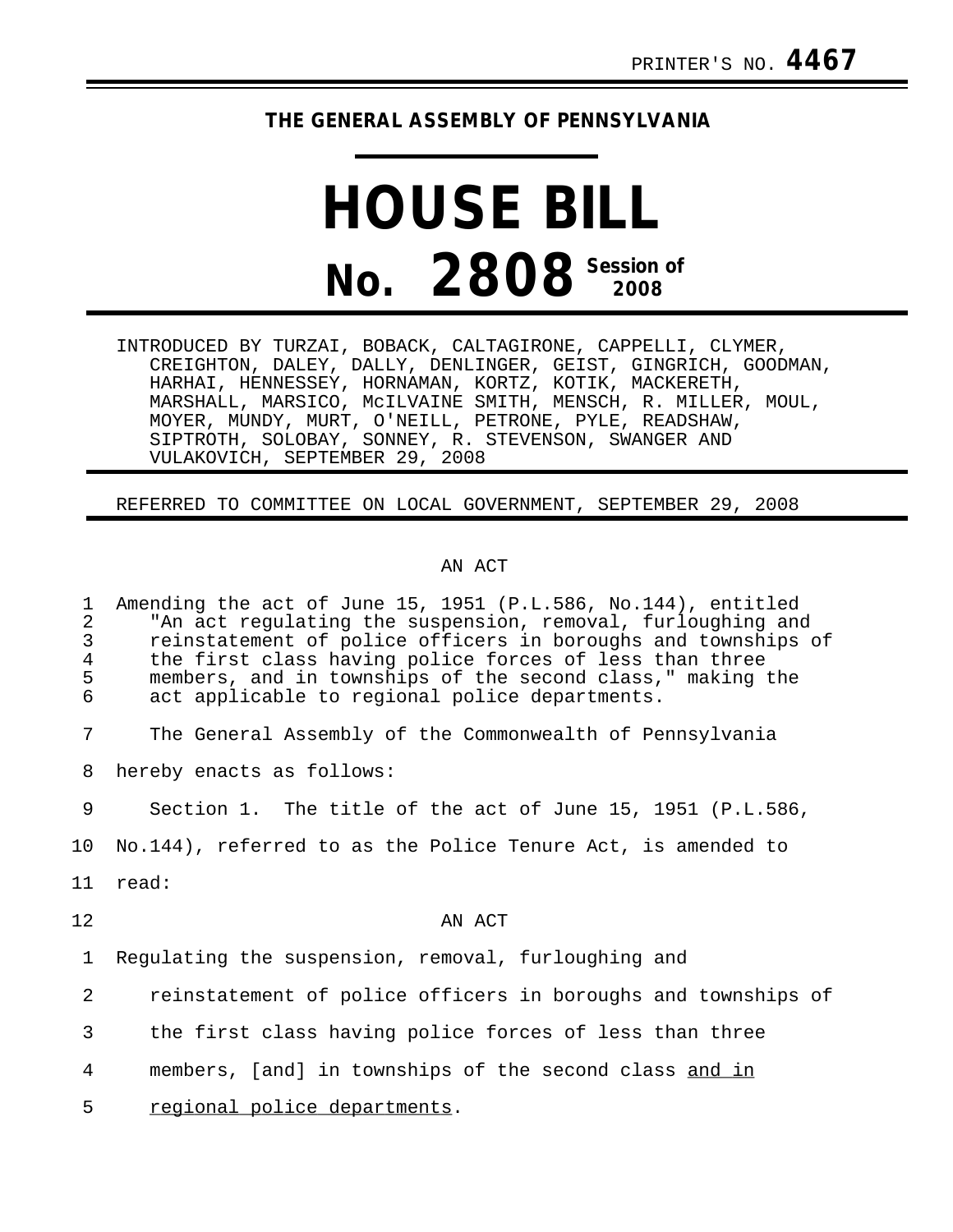PRINTER'S NO. **4467**

**THE GENERAL ASSEMBLY OF PENNSYLVANIA**

# HOUSE BILL

# No. 2808 Session of 2008

INTRODUCED BY TURZAI, BOBACK, CALTAGIRONE, CAPPELLI, CLYMER, CREIGHTON, DALEY, DALLY, DENLINGER, GEIST, GINGRICH, GOODMAN, HARHAI, HENNESSEY, HORNAMAN, KORTZ, KOTIK, MACKERETH, MARSHALL, MARSICO, McILVAINE SMITH, MENSCH, R. MILLER, MOUL, MOYER, MUNDY, MURT, O'NEILL, PETRONE, PYLE, READSHAW, SIPTROTH, SOLOBAY, SONNEY, R. STEVENSON, SWANGER AND VULAKOVICH, SEPTEMBER 29, 2008

REFERRED TO COMMITTEE ON LOCAL GOVERNMENT, SEPTEMBER 29, 2008

AN ACT

1 Amending the act of June 15, 1951 (P.L.586, No.144), entitled
2 "An act regulating the suspension, removal, furloughing and
3 reinstatement of police officers in boroughs and townships of
4 the first class having police forces of less than three
5 members, and in townships of the second class," making the
6 act applicable to regional police departments.

7 The General Assembly of the Commonwealth of Pennsylvania
8 hereby enacts as follows:

9 Section 1. The title of the act of June 15, 1951 (P.L.586,
10 No.144), referred to as the Police Tenure Act, is amended to
11 read:

12 AN ACT

1 Regulating the suspension, removal, furloughing and
2 reinstatement of police officers in boroughs and townships of
3 the first class having police forces of less than three
4 members, [and] in townships of the second class <u>and in</u>
5 <u>regional police departments</u>.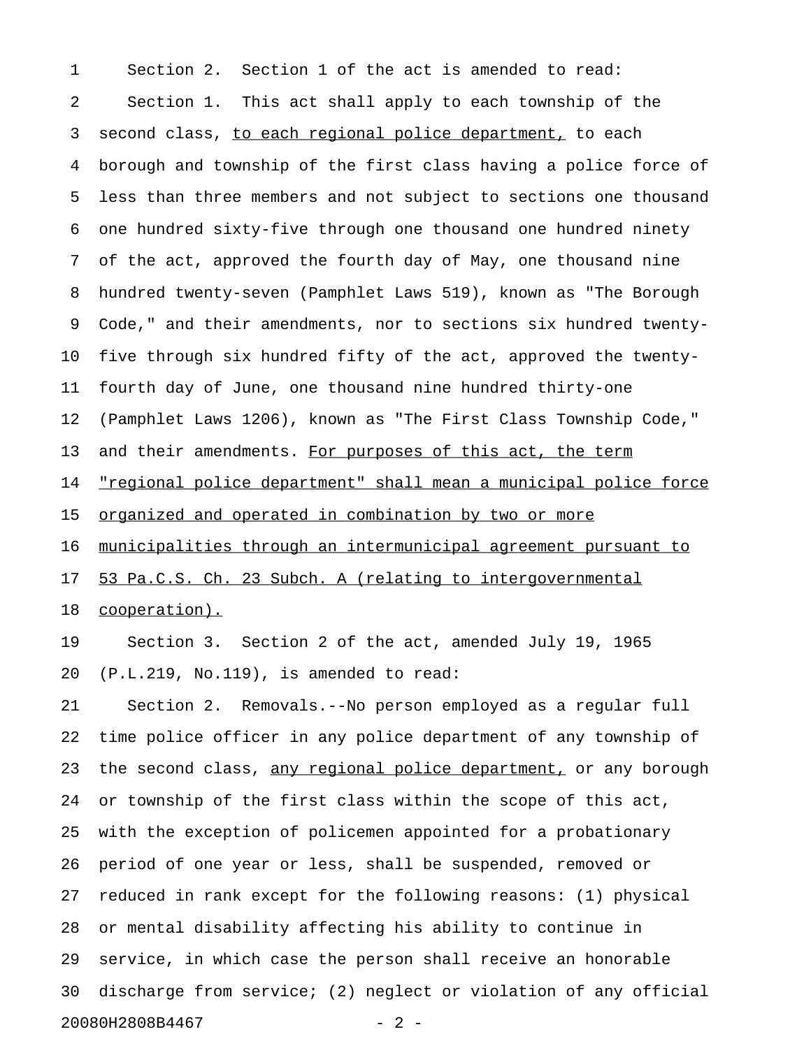Section 2. Section 1 of the act is amended to read:

Section 1. This act shall apply to each township of the second class, <u>to each regional police department,</u> to each borough and township of the first class having a police force of less than three members and not subject to sections one thousand one hundred sixty-five through one thousand one hundred ninety of the act, approved the fourth day of May, one thousand nine hundred twenty-seven (Pamphlet Laws 519), known as "The Borough Code," and their amendments, nor to sections six hundred twenty-five through six hundred fifty of the act, approved the twenty-fourth day of June, one thousand nine hundred thirty-one (Pamphlet Laws 1206), known as "The First Class Township Code," and their amendments. <u>For purposes of this act, the term "regional police department" shall mean a municipal police force organized and operated in combination by two or more municipalities through an intermunicipal agreement pursuant to 53 Pa.C.S. Ch. 23 Subch. A (relating to intergovernmental cooperation).</u>

Section 3. Section 2 of the act, amended July 19, 1965 (P.L.219, No.119), is amended to read:

Section 2. Removals.--No person employed as a regular full time police officer in any police department of any township of the second class, <u>any regional police department,</u> or any borough or township of the first class within the scope of this act, with the exception of policemen appointed for a probationary period of one year or less, shall be suspended, removed or reduced in rank except for the following reasons: (1) physical or mental disability affecting his ability to continue in service, in which case the person shall receive an honorable discharge from service; (2) neglect or violation of any official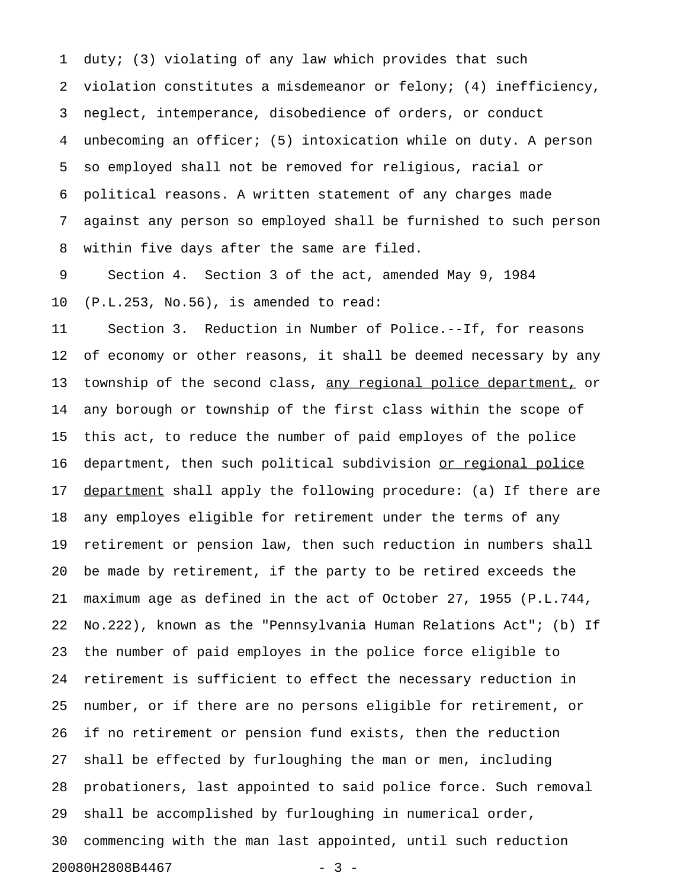duty; (3) violating of any law which provides that such violation constitutes a misdemeanor or felony; (4) inefficiency, neglect, intemperance, disobedience of orders, or conduct unbecoming an officer; (5) intoxication while on duty. A person so employed shall not be removed for religious, racial or political reasons. A written statement of any charges made against any person so employed shall be furnished to such person within five days after the same are filed.

Section 4. Section 3 of the act, amended May 9, 1984 (P.L.253, No.56), is amended to read:

Section 3. Reduction in Number of Police.--If, for reasons of economy or other reasons, it shall be deemed necessary by any township of the second class, <u>any regional police department,</u> or any borough or township of the first class within the scope of this act, to reduce the number of paid employes of the police department, then such political subdivision <u>or regional police department</u> shall apply the following procedure: (a) If there are any employes eligible for retirement under the terms of any retirement or pension law, then such reduction in numbers shall be made by retirement, if the party to be retired exceeds the maximum age as defined in the act of October 27, 1955 (P.L.744, No.222), known as the "Pennsylvania Human Relations Act"; (b) If the number of paid employes in the police force eligible to retirement is sufficient to effect the necessary reduction in number, or if there are no persons eligible for retirement, or if no retirement or pension fund exists, then the reduction shall be effected by furloughing the man or men, including probationers, last appointed to said police force. Such removal shall be accomplished by furloughing in numerical order, commencing with the man last appointed, until such reduction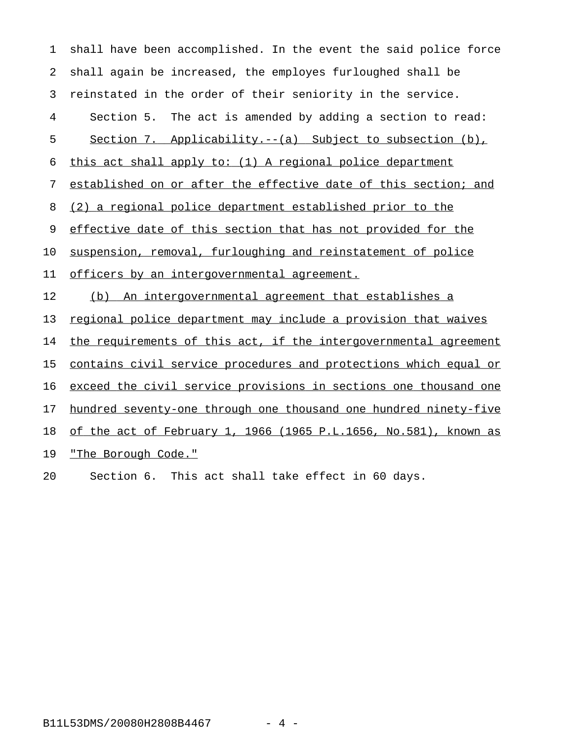shall have been accomplished. In the event the said police force shall again be increased, the employes furloughed shall be reinstated in the order of their seniority in the service.

Section 5. The act is amended by adding a section to read:

Section 7. Applicability.--(a) Subject to subsection (b), this act shall apply to: (1) A regional police department established on or after the effective date of this section; and (2) a regional police department established prior to the effective date of this section that has not provided for the suspension, removal, furloughing and reinstatement of police officers by an intergovernmental agreement.

(b) An intergovernmental agreement that establishes a regional police department may include a provision that waives the requirements of this act, if the intergovernmental agreement contains civil service procedures and protections which equal or exceed the civil service provisions in sections one thousand one hundred seventy-one through one thousand one hundred ninety-five of the act of February 1, 1966 (1965 P.L.1656, No.581), known as "The Borough Code."

Section 6. This act shall take effect in 60 days.